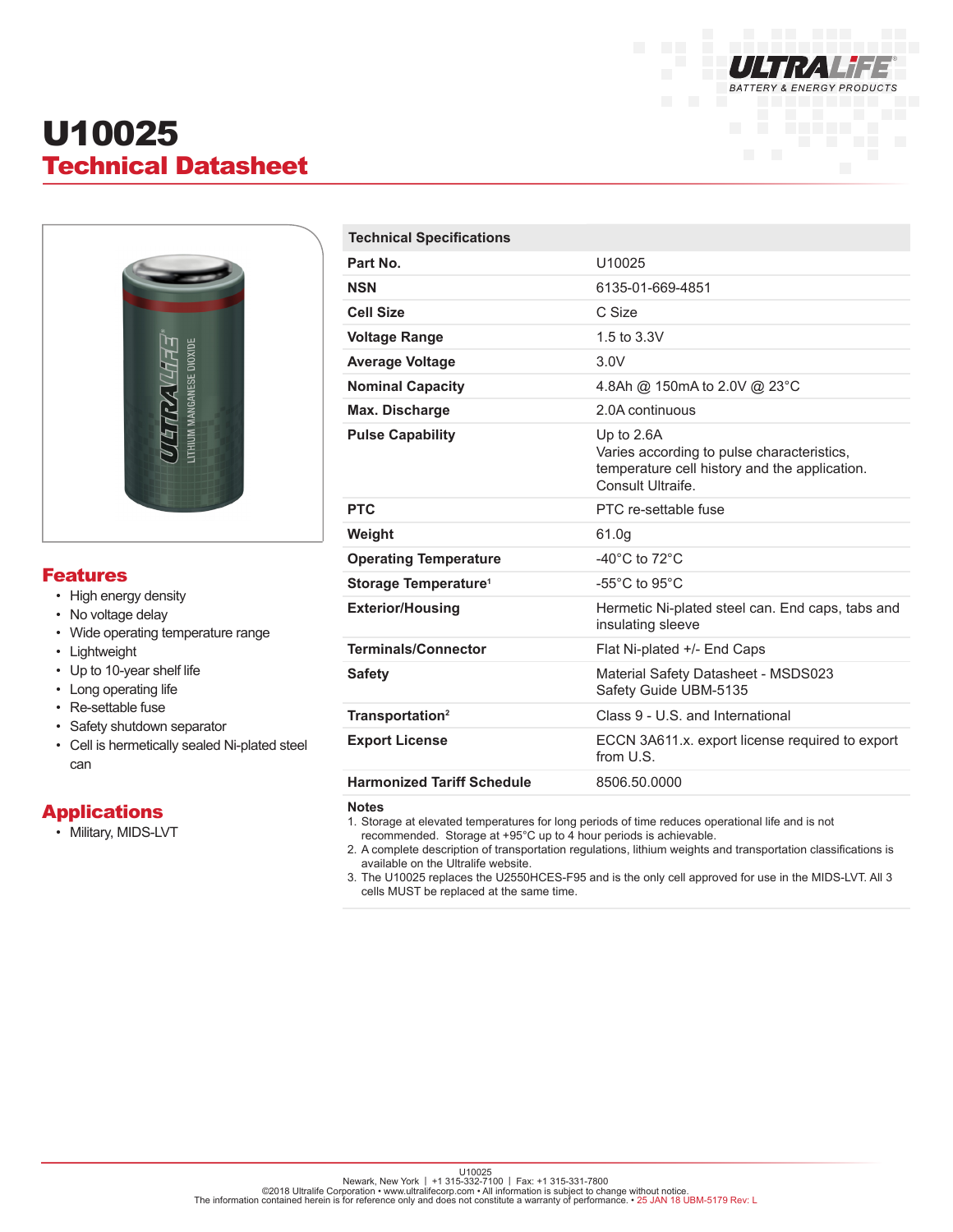# U10025

## Technical Datasheet

## Features

- High energy density
- No voltage delay
- Wide operating temperature range
- Lightweight
- Up to 10-year shelf life
- Long operating life
- Re-settable fuse
- Safety shutdown separator
- Cell is hermetically sealed Ni-plated steel can

## Applications

- Military, MIDS-LVT

| Technical Specifications | |
|---|---|
| **Part No.** | U10025 |
| **NSN** | 6135-01-669-4851 |
| **Cell Size** | C Size |
| **Voltage Range** | 1.5 to 3.3V |
| **Average Voltage** | 3.0V |
| **Nominal Capacity** | 4.8Ah @ 150mA to 2.0V @ 23°C |
| **Max. Discharge** | 2.0A continuous |
| **Pulse Capability** | Up to 2.6A<br>Varies according to pulse characteristics, temperature cell history and the application. Consult Ultraife. |
| **PTC** | PTC re-settable fuse |
| **Weight** | 61.0g |
| **Operating Temperature** | -40°C to 72°C |
| **Storage Temperature**[1] | -55°C to 95°C |
| **Exterior/Housing** | Hermetic Ni-plated steel can. End caps, tabs and insulating sleeve |
| **Terminals/Connector** | Flat Ni-plated +/- End Caps |
| **Safety** | Material Safety Datasheet - MSDS023<br>Safety Guide UBM-5135 |
| **Transportation**[2] | Class 9 - U.S. and International |
| **Export License** | ECCN 3A611.x. export license required to export from U.S. |
| **Harmonized Tariff Schedule** | 8506.50.0000 |

**Notes**

1. Storage at elevated temperatures for long periods of time reduces operational life and is not recommended. Storage at +95°C up to 4 hour periods is achievable.
2. A complete description of transportation regulations, lithium weights and transportation classifications is available on the Ultralife website.
3. The U10025 replaces the U2550HCES-F95 and is the only cell approved for use in the MIDS-LVT. All 3 cells MUST be replaced at the same time.

U10025
Newark, New York | +1 315-332-7100 | Fax: +1 315-331-7800
©2018 Ultralife Corporation • www.ultralifecorp.com • All information is subject to change without notice.
The information contained herein is for reference only and does not constitute a warranty of performance. • 25 JAN 18 UBM-5179 Rev: L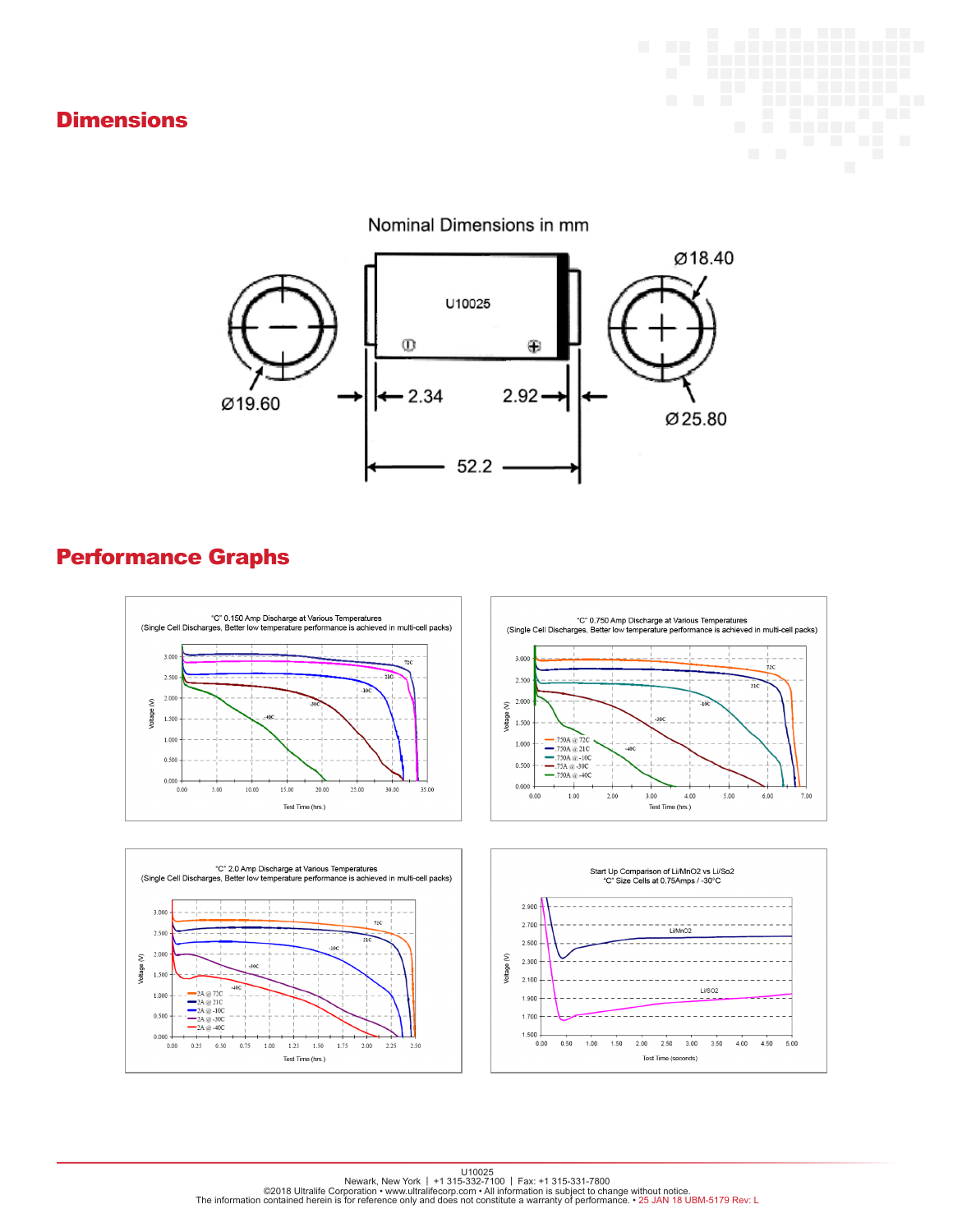## Dimensions

Nominal Dimensions in mm

U10025

Ø18.40

Ø19.60

2.34

2.92

Ø25.80

52.2

## Performance Graphs

"C" 0.150 Amp Discharge at Various Temperatures
(Single Cell Discharges, Better low temperature performance is achieved in multi-cell packs)

Voltage (V)

3.000
2.500
2.000
1.500
1.000
0.500
0.000

0.00 5.00 10.00 15.00 20.00 25.00 30.00 35.00

Test Time (hrs.)

72C
21C
-10C
-30C
-40C

"C" 0.750 Amp Discharge at Various Temperatures
(Single Cell Discharges, Better low temperature performance is achieved in multi-cell packs)

Voltage (V)

3.000
2.500
2.000
1.500
1.000
0.500
0.000

0.00 1.00 2.00 3.00 4.00 5.00 6.00 7.00

Test Time (hrs.)

.750A @ 72C
.750A @ 21C
.750A @ -10C
.75A @ -30C
.750A @ -40C

72C
21C
-10C
-30C
-40C

"C" 2.0 Amp Discharge at Various Temperatures
(Single Cell Discharges, Better low temperature performance is achieved in multi-cell packs)

Voltage (V)

3.000
2.500
2.000
1.500
1.000
0.500
0.000

0.00 0.25 0.50 0.75 1.00 1.25 1.50 1.75 2.00 2.25 2.50

Test Time (hrs.)

2A @ 72C
2A @ 21C
2A @ -10C
2A @ -30C
2A @ -40C

72C
21C
-10C
-30C
-40C

Start Up Comparison of Li/MnO2 vs Li/So2
"C" Size Cells at 0.75Amps / -30°C

Voltage (V)

2.900
2.700
2.500
2.300
2.100
1.900
1.700
1.500

0.00 0.50 1.00 1.50 2.00 2.50 3.00 3.50 4.00 4.50 5.00

Test Time (seconds)

Li/MnO2

Li/SO2

U10025
Newark, New York | +1 315-332-7100 | Fax: +1 315-331-7800
©2018 Ultralife Corporation • www.ultralifecorp.com • All information is subject to change without notice.
The information contained herein is for reference only and does not constitute a warranty of performance. • 25 JAN 18 UBM-5179 Rev: L